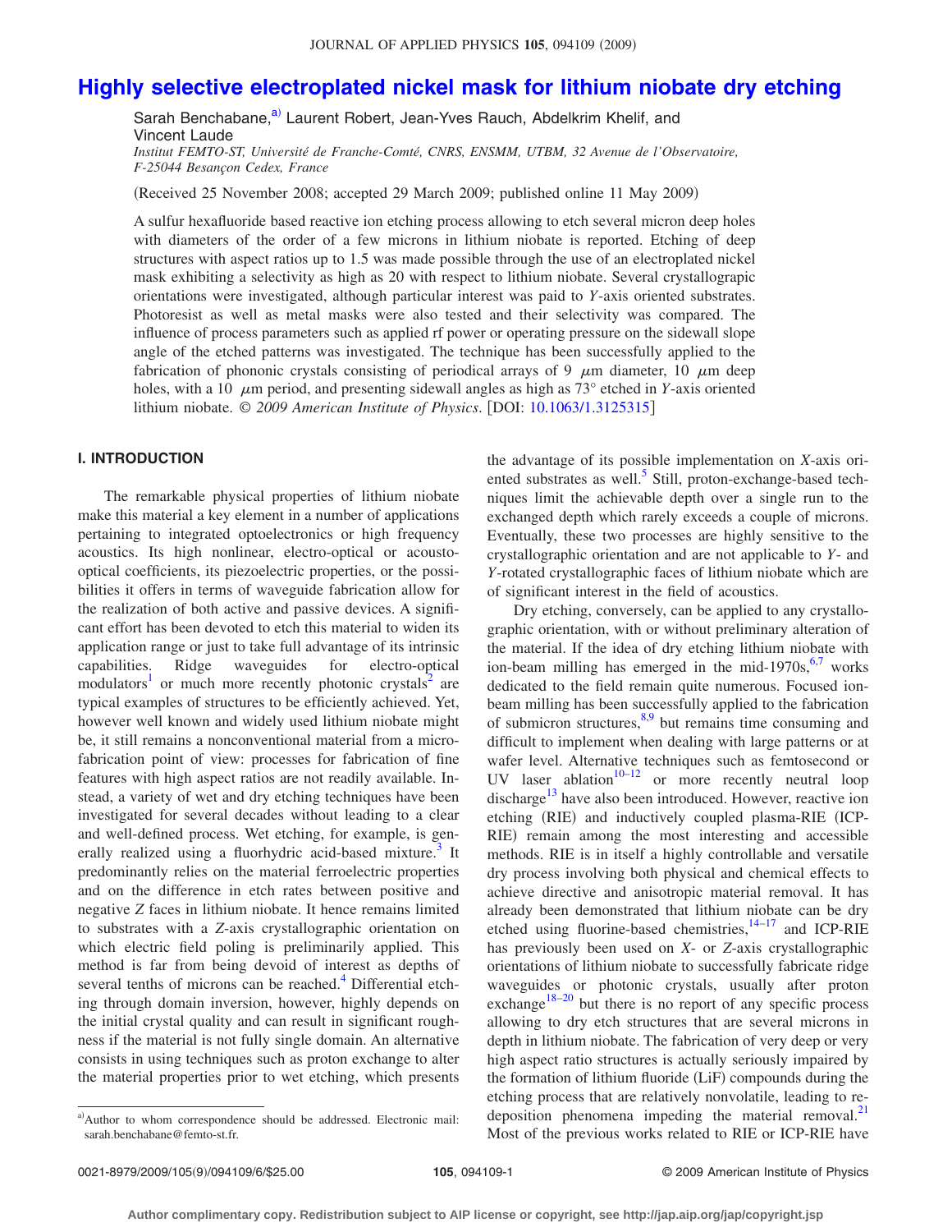# Highly selective electroplated nickel mask for lithium niobate dry etching

Sarah Benchabane,[a] Laurent Robert, Jean-Yves Rauch, Abdelkrim Khelif, and Vincent Laude

*Institut FEMTO-ST, Université de Franche-Comté, CNRS, ENSMM, UTBM, 32 Avenue de l'Observatoire, F-25044 Besançon Cedex, France*

(Received 25 November 2008; accepted 29 March 2009; published online 11 May 2009)

A sulfur hexafluoride based reactive ion etching process allowing to etch several micron deep holes with diameters of the order of a few microns in lithium niobate is reported. Etching of deep structures with aspect ratios up to 1.5 was made possible through the use of an electroplated nickel mask exhibiting a selectivity as high as 20 with respect to lithium niobate. Several crystallograpic orientations were investigated, although particular interest was paid to *Y*-axis oriented substrates. Photoresist as well as metal masks were also tested and their selectivity was compared. The influence of process parameters such as applied rf power or operating pressure on the sidewall slope angle of the etched patterns was investigated. The technique has been successfully applied to the fabrication of phononic crystals consisting of periodical arrays of 9 $\mu$m diameter, 10 $\mu$m deep holes, with a 10 $\mu$m period, and presenting sidewall angles as high as 73° etched in *Y*-axis oriented lithium niobate. © *2009 American Institute of Physics*. [DOI: 10.1063/1.3125315]

## I. INTRODUCTION

The remarkable physical properties of lithium niobate make this material a key element in a number of applications pertaining to integrated optoelectronics or high frequency acoustics. Its high nonlinear, electro-optical or acousto-optical coefficients, its piezoelectric properties, or the possibilities it offers in terms of waveguide fabrication allow for the realization of both active and passive devices. A significant effort has been devoted to etch this material to widen its application range or just to take full advantage of its intrinsic capabilities. Ridge waveguides for electro-optical modulators[1] or much more recently photonic crystals[2] are typical examples of structures to be efficiently achieved. Yet, however well known and widely used lithium niobate might be, it still remains a nonconventional material from a microfabrication point of view: processes for fabrication of fine features with high aspect ratios are not readily available. Instead, a variety of wet and dry etching techniques have been investigated for several decades without leading to a clear and well-defined process. Wet etching, for example, is generally realized using a fluorhydric acid-based mixture.[3] It predominantly relies on the material ferroelectric properties and on the difference in etch rates between positive and negative *Z* faces in lithium niobate. It hence remains limited to substrates with a *Z*-axis crystallographic orientation on which electric field poling is preliminarily applied. This method is far from being devoid of interest as depths of several tenths of microns can be reached.[4] Differential etching through domain inversion, however, highly depends on the initial crystal quality and can result in significant roughness if the material is not fully single domain. An alternative consists in using techniques such as proton exchange to alter the material properties prior to wet etching, which presents the advantage of its possible implementation on *X*-axis oriented substrates as well.[5] Still, proton-exchange-based techniques limit the achievable depth over a single run to the exchanged depth which rarely exceeds a couple of microns. Eventually, these two processes are highly sensitive to the crystallographic orientation and are not applicable to *Y*- and *Y*-rotated crystallographic faces of lithium niobate which are of significant interest in the field of acoustics.

Dry etching, conversely, can be applied to any crystallographic orientation, with or without preliminary alteration of the material. If the idea of dry etching lithium niobate with ion-beam milling has emerged in the mid-1970s,[6,7] works dedicated to the field remain quite numerous. Focused ion-beam milling has been successfully applied to the fabrication of submicron structures,[8,9] but remains time consuming and difficult to implement when dealing with large patterns or at wafer level. Alternative techniques such as femtosecond or UV laser ablation[10–12] or more recently neutral loop discharge[13] have also been introduced. However, reactive ion etching (RIE) and inductively coupled plasma-RIE (ICP-RIE) remain among the most interesting and accessible methods. RIE is in itself a highly controllable and versatile dry process involving both physical and chemical effects to achieve directive and anisotropic material removal. It has already been demonstrated that lithium niobate can be dry etched using fluorine-based chemistries,[14–17] and ICP-RIE has previously been used on *X*- or *Z*-axis crystallographic orientations of lithium niobate to successfully fabricate ridge waveguides or photonic crystals, usually after proton exchange[18–20] but there is no report of any specific process allowing to dry etch structures that are several microns in depth in lithium niobate. The fabrication of very deep or very high aspect ratio structures is actually seriously impaired by the formation of lithium fluoride (LiF) compounds during the etching process that are relatively nonvolatile, leading to redeposition phenomena impeding the material removal.[21] Most of the previous works related to RIE or ICP-RIE have

[a] Author to whom correspondence should be addressed. Electronic mail: sarah.benchabane@femto-st.fr.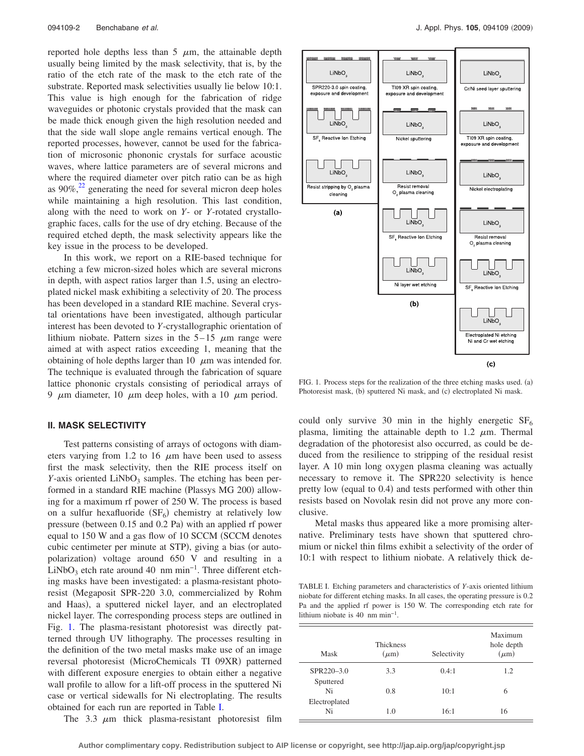reported hole depths less than 5 μm, the attainable depth usually being limited by the mask selectivity, that is, by the ratio of the etch rate of the mask to the etch rate of the substrate. Reported mask selectivities usually lie below 10:1. This value is high enough for the fabrication of ridge waveguides or photonic crystals provided that the mask can be made thick enough given the high resolution needed and that the side wall slope angle remains vertical enough. The reported processes, however, cannot be used for the fabrication of microsonic phononic crystals for surface acoustic waves, where lattice parameters are of several microns and where the required diameter over pitch ratio can be as high as 90%,[22] generating the need for several micron deep holes while maintaining a high resolution. This last condition, along with the need to work on *Y*- or *Y*-rotated crystallographic faces, calls for the use of dry etching. Because of the required etched depth, the mask selectivity appears like the key issue in the process to be developed.

In this work, we report on a RIE-based technique for etching a few micron-sized holes which are several microns in depth, with aspect ratios larger than 1.5, using an electroplated nickel mask exhibiting a selectivity of 20. The process has been developed in a standard RIE machine. Several crystal orientations have been investigated, although particular interest has been devoted to *Y*-crystallographic orientation of lithium niobate. Pattern sizes in the 5–15 μm range were aimed at with aspect ratios exceeding 1, meaning that the obtaining of hole depths larger than 10 μm was intended for. The technique is evaluated through the fabrication of square lattice phononic crystals consisting of periodical arrays of 9 μm diameter, 10 μm deep holes, with a 10 μm period.

## II. MASK SELECTIVITY

Test patterns consisting of arrays of octogons with diameters varying from 1.2 to 16 μm have been used to assess first the mask selectivity, then the RIE process itself on *Y*-axis oriented $LiNbO_3$ samples. The etching has been performed in a standard RIE machine (Plassys MG 200) allowing for a maximum rf power of 250 W. The process is based on a sulfur hexafluoride ($SF_6$) chemistry at relatively low pressure (between 0.15 and 0.2 Pa) with an applied rf power equal to 150 W and a gas flow of 10 SCCM (SCCM denotes cubic centimeter per minute at STP), giving a bias (or autopolarization) voltage around 650 V and resulting in a $LiNbO_3$ etch rate around 40 nm $\mathrm{min}^{-1}$. Three different etching masks have been investigated: a plasma-resistant photoresist (Megaposit SPR-220 3.0, commercialized by Rohm and Haas), a sputtered nickel layer, and an electroplated nickel layer. The corresponding process steps are outlined in Fig. 1. The plasma-resistant photoresist was directly patterned through UV lithography. The processes resulting in the definition of the two metal masks make use of an image reversal photoresist (MicroChemicals TI 09XR) patterned with different exposure energies to obtain either a negative wall profile to allow for a lift-off process in the sputtered Ni case or vertical sidewalls for Ni electroplating. The results obtained for each run are reported in Table I.

The 3.3 μm thick plasma-resistant photoresist film could only survive 30 min in the highly energetic $SF_6$ plasma, limiting the attainable depth to 1.2 μm. Thermal degradation of the photoresist also occurred, as could be deduced from the resilience to stripping of the residual resist layer. A 10 min long oxygen plasma cleaning was actually necessary to remove it. The SPR220 selectivity is hence pretty low (equal to 0.4) and tests performed with other thin resists based on Novolak resin did not prove any more conclusive.

Metal masks thus appeared like a more promising alternative. Preliminary tests have shown that sputtered chromium or nickel thin films exhibit a selectivity of the order of 10:1 with respect to lithium niobate. A relatively thick de-

FIG. 1. Process steps for the realization of the three etching masks used. (a) Photoresist mask, (b) sputtered Ni mask, and (c) electroplated Ni mask.

TABLE I. Etching parameters and characteristics of *Y*-axis oriented lithium niobate for different etching masks. In all cases, the operating pressure is 0.2 Pa and the applied rf power is 150 W. The corresponding etch rate for lithium niobate is 40 nm $\mathrm{min}^{-1}$.

| Mask | Thickness (μm) | Selectivity | Maximum hole depth (μm) |
|---|---|---|---|
| SPR220–3.0 | 3.3 | 0.4:1 | 1.2 |
| Sputtered Ni | 0.8 | 10:1 | 6 |
| Electroplated Ni | 1.0 | 16:1 | 16 |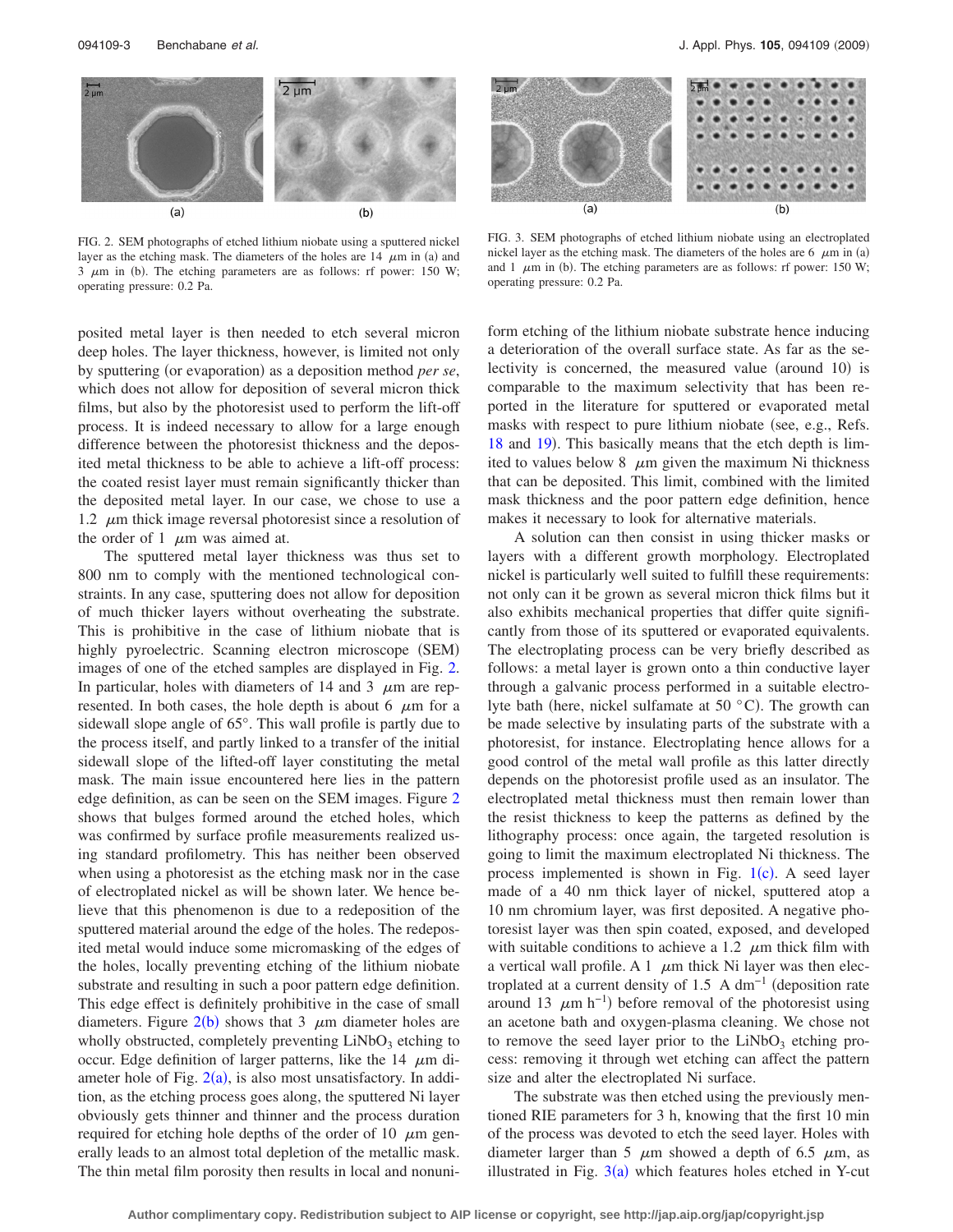FIG. 2. SEM photographs of etched lithium niobate using a sputtered nickel layer as the etching mask. The diameters of the holes are 14 μm in (a) and 3 μm in (b). The etching parameters are as follows: rf power: 150 W; operating pressure: 0.2 Pa.

FIG. 3. SEM photographs of etched lithium niobate using an electroplated nickel layer as the etching mask. The diameters of the holes are 6 μm in (a) and 1 μm in (b). The etching parameters are as follows: rf power: 150 W; operating pressure: 0.2 Pa.

posited metal layer is then needed to etch several micron deep holes. The layer thickness, however, is limited not only by sputtering (or evaporation) as a deposition method *per se*, which does not allow for deposition of several micron thick films, but also by the photoresist used to perform the lift-off process. It is indeed necessary to allow for a large enough difference between the photoresist thickness and the deposited metal thickness to be able to achieve a lift-off process: the coated resist layer must remain significantly thicker than the deposited metal layer. In our case, we chose to use a 1.2 μm thick image reversal photoresist since a resolution of the order of 1 μm was aimed at.

The sputtered metal layer thickness was thus set to 800 nm to comply with the mentioned technological constraints. In any case, sputtering does not allow for deposition of much thicker layers without overheating the substrate. This is prohibitive in the case of lithium niobate that is highly pyroelectric. Scanning electron microscope (SEM) images of one of the etched samples are displayed in Fig. 2. In particular, holes with diameters of 14 and 3 μm are represented. In both cases, the hole depth is about 6 μm for a sidewall slope of 65°. This wall profile is partly due to the process itself, and partly linked to a transfer of the initial sidewall slope of the lifted-off layer constituting the metal mask. The main issue encountered here lies in the pattern edge definition, as can be seen on the SEM images. Figure 2 shows that bulges formed around the etched holes, which was confirmed by surface profile measurements realized using standard profilometry. This has neither been observed when using a photoresist as the etching mask nor in the case of electroplated nickel as will be shown later. We hence believe that this phenomenon is due to a redeposition of the sputtered material around the edge of the holes. The redeposited metal would induce some micromasking of the edges of the holes, locally preventing etching of the lithium niobate substrate and resulting in such a poor pattern edge definition. This edge effect is definitely prohibitive in the case of small diameters. Figure 2(b) shows that 3 μm diameter holes are wholly obstructed, completely preventing $LiNbO_3$ etching to occur. Edge definition of larger patterns, like the 14 μm diameter hole of Fig. 2(a), is also most unsatisfactory. In addition, as the etching process goes along, the sputtered Ni layer obviously gets thinner and thinner and the process duration required for etching hole depths of the order of 10 μm generally leads to an almost total depletion of the metallic mask. The thin metal film porosity then results in local and nonuniform etching of the lithium niobate substrate hence inducing a deterioration of the overall surface state. As far as the selectivity is concerned, the measured value (around 10) is comparable to the maximum selectivity that has been reported in the literature for sputtered or evaporated metal masks with respect to pure lithium niobate (see, e.g., Refs. 18 and 19). This basically means that the etch depth is limited to values below 8 μm given the maximum Ni thickness that can be deposited. This limit, combined with the limited mask thickness and the poor pattern edge definition, hence makes it necessary to look for alternative materials.

A solution can then consist in using thicker masks or layers with a different growth morphology. Electroplated nickel is particularly well suited to fulfill these requirements: not only can it be grown as several micron thick films but it also exhibits mechanical properties that differ quite significantly from those of its sputtered or evaporated equivalents. The electroplating process can be very briefly described as follows: a metal layer is grown onto a thin conductive layer through a galvanic process performed in a suitable electrolyte bath (here, nickel sulfamate at 50 °C). The growth can be made selective by insulating parts of the substrate with a photoresist, for instance. Electroplating hence allows for a good control of the metal wall profile as this latter directly depends on the photoresist profile used as an insulator. The electroplated metal thickness must then remain lower than the resist thickness to keep the patterns as defined by the lithography process: once again, the targeted resolution is going to limit the maximum electroplated Ni thickness. The process implemented is shown in Fig. 1(c). A seed layer made of a 40 nm thick layer of nickel, sputtered atop a 10 nm chromium layer, was first deposited. A negative photoresist layer was then spin coated, exposed, and developed with suitable conditions to achieve a 1.2 μm thick film with a vertical wall profile. A 1 μm thick Ni layer was then electroplated at a current density of 1.5 A $dm^{-1}$ (deposition rate around 13 μm $h^{-1}$) before removal of the photoresist using an acetone bath and oxygen-plasma cleaning. We chose not to remove the seed layer prior to the $LiNbO_3$ etching process: removing it through wet etching can affect the pattern size and alter the electroplated Ni surface.

The substrate was then etched using the previously mentioned RIE parameters for 3 h, knowing that the first 10 min of the process was devoted to etch the seed layer. Holes with diameter larger than 5 μm showed a depth of 6.5 μm, as illustrated in Fig. 3(a) which features holes etched in Y-cut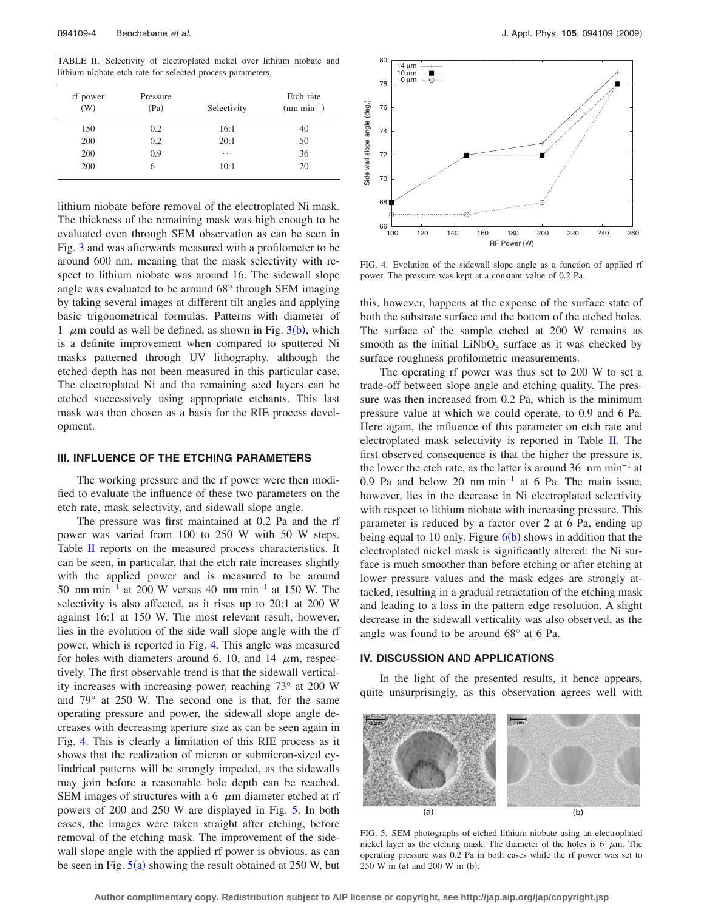TABLE II. Selectivity of electroplated nickel over lithium niobate and lithium niobate etch rate for selected process parameters.

| rf power (W) | Pressure (Pa) | Selectivity | Etch rate (nm $min^{-1}$) |
|---|---|---|---|
| 150 | 0.2 | 16:1 | 40 |
| 200 | 0.2 | 20:1 | 50 |
| 200 | 0.9 | ⋯ | 36 |
| 200 | 6 | 10:1 | 20 |

lithium niobate before removal of the electroplated Ni mask. The thickness of the remaining mask was high enough to be evaluated even through SEM observation as can be seen in Fig. 3 and was afterwards measured with a profilometer to be around 600 nm, meaning that the mask selectivity with respect to lithium niobate was around 16. The sidewall slope angle was evaluated to be around 68° through SEM imaging by taking several images at different tilt angles and applying basic trigonometrical formulas. Patterns with diameter of 1 $\mu$m could as well be defined, as shown in Fig. 3(b), which is a definite improvement when compared to sputtered Ni masks patterned through UV lithography, although the etched depth has not been measured in this particular case. The electroplated Ni and the remaining seed layers can be etched successively using appropriate etchants. This last mask was then chosen as a basis for the RIE process development.

## III. INFLUENCE OF THE ETCHING PARAMETERS

The working pressure and the rf power were then modified to evaluate the influence of these two parameters on the etch rate, mask selectivity, and sidewall slope angle.

The pressure was first maintained at 0.2 Pa and the rf power was varied from 100 to 250 W with 50 W steps. Table II reports on the measured process characteristics. It can be seen, in particular, that the etch rate increases slightly with the applied power and is measured to be around 50 nm $min^{-1}$ at 200 W versus 40 nm $min^{-1}$ at 150 W. The selectivity is also affected, as it rises up to 20:1 at 200 W against 16:1 at 150 W. The most relevant result, however, lies in the evolution of the side wall slope angle with the rf power, which is reported in Fig. 4. This angle was measured for holes with diameters around 6, 10, and 14 $\mu$m, respectively. The first observable trend is that the sidewall verticality increases with increasing power, reaching 73° at 200 W and 79° at 250 W. The second one is that, for the same operating pressure and power, the sidewall slope angle decreases with decreasing aperture size as can be seen again in Fig. 4. This is clearly a limitation of this RIE process as it shows that the realization of micron or submicron-sized cylindrical patterns will be strongly impeded, as the sidewalls may join before a reasonable hole depth can be reached. SEM images of structures with a 6 $\mu$m diameter etched at rf powers of 200 and 250 W are displayed in Fig. 5. In both cases, the images were taken straight after etching, before removal of the etching mask. The improvement of the sidewall slope angle with the applied rf power is obvious, as can be seen in Fig. 5(a) showing the result obtained at 250 W, but

FIG. 4. Evolution of the sidewall slope angle as a function of applied rf power. The pressure was kept at a constant value of 0.2 Pa.

this, however, happens at the expense of the surface state of both the substrate surface and the bottom of the etched holes. The surface of the sample etched at 200 W remains as smooth as the initial $LiNbO_3$ surface as it was checked by surface roughness profilometric measurements.

The operating rf power was thus set to 200 W to set a trade-off between slope angle and etching quality. The pressure was then increased from 0.2 Pa, which is the minimum pressure value at which we could operate, to 0.9 and 6 Pa. Here again, the influence of this parameter on etch rate and electroplated mask selectivity is reported in Table II. The first observed consequence is that the higher the pressure is, the lower the etch rate, as the latter is around 36 nm $min^{-1}$ at 0.9 Pa and below 20 nm $min^{-1}$ at 6 Pa. The main issue, however, lies in the decrease in Ni electroplated selectivity with respect to lithium niobate with increasing pressure. This parameter is reduced by a factor over 2 at 6 Pa, ending up being equal to 10 only. Figure 6(b) shows in addition that the electroplated nickel mask is significantly altered: the Ni surface is much smoother than before etching or after etching at lower pressure values and the mask edges are strongly attacked, resulting in a gradual retraction of the etching mask and leading to a loss in the pattern edge resolution. A slight decrease in the sidewall verticality was also observed, as the angle was found to be around 68° at 6 Pa.

## IV. DISCUSSION AND APPLICATIONS

In the light of the presented results, it hence appears, quite unsurprisingly, as this observation agrees well with

FIG. 5. SEM photographs of etched lithium niobate using an electroplated nickel layer as the etching mask. The diameter of the holes is 6 $\mu$m. The operating pressure was 0.2 Pa in both cases while the rf power was set to 250 W in (a) and 200 W in (b).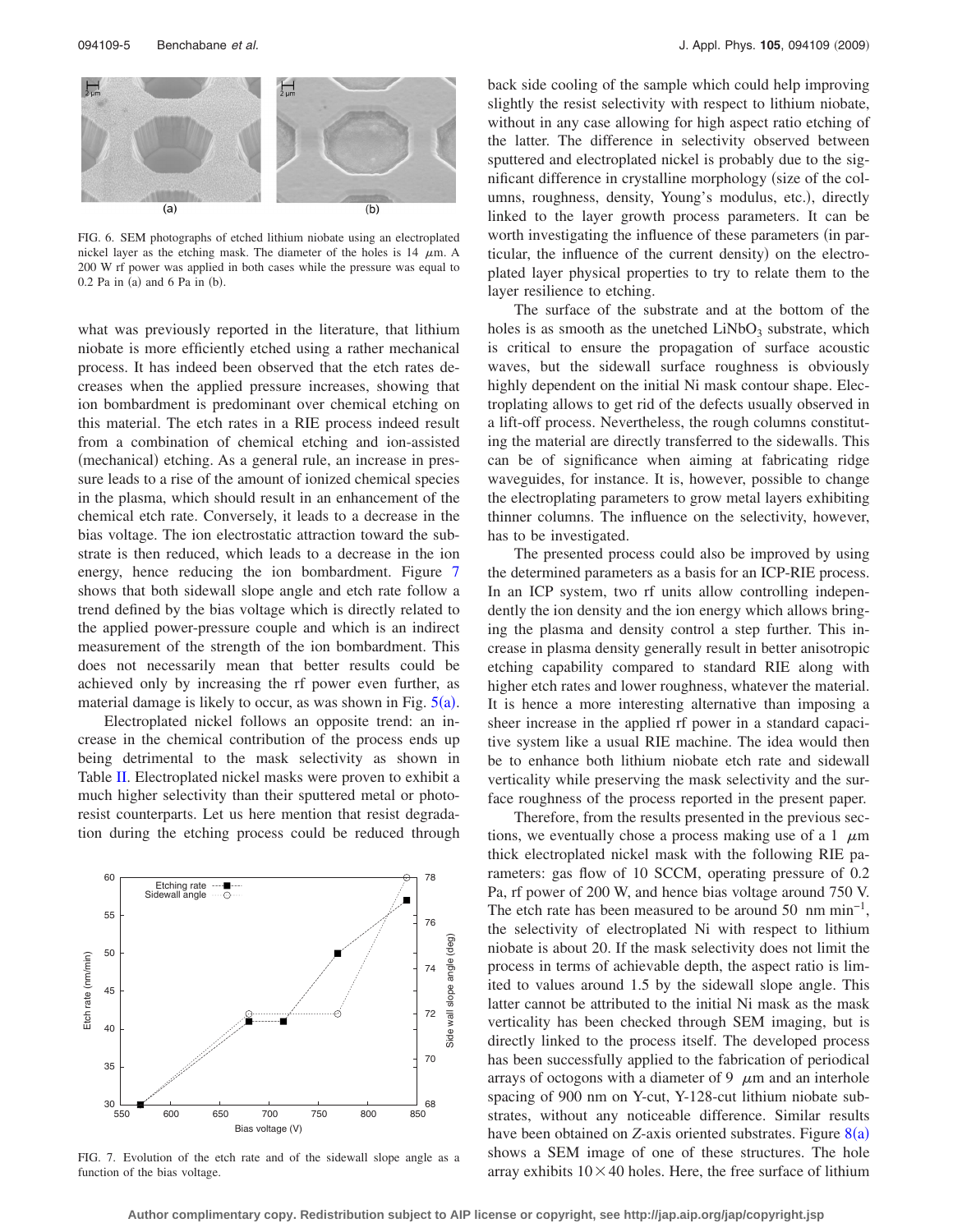FIG. 6. SEM photographs of etched lithium niobate using an electroplated nickel layer as the etching mask. The diameter of the holes is 14 $\mu$m. A 200 W rf power was applied in both cases while the pressure was equal to 0.2 Pa in (a) and 6 Pa in (b).

what was previously reported in the literature, that lithium niobate is more efficiently etched using a rather mechanical process. It has indeed been observed that the etch rates decreases when the applied pressure increases, showing that ion bombardment is predominant over chemical etching on this material. The etch rates in a RIE process indeed result from a combination of chemical etching and ion-assisted (mechanical) etching. As a general rule, an increase in pressure leads to a rise of the amount of ionized chemical species in the plasma, which should result in an enhancement of the chemical etch rate. Conversely, it leads to a decrease in the bias voltage. The ion electrostatic attraction toward the substrate is then reduced, which leads to a decrease in the ion energy, hence reducing the ion bombardment. Figure 7 shows that both sidewall slope angle and etch rate follow a trend defined by the bias voltage which is directly related to the applied power-pressure couple and which is an indirect measurement of the strength of the ion bombardment. This does not necessarily mean that better results could be achieved only by increasing the rf power even further, as material damage is likely to occur, as was shown in Fig. 5(a).

Electroplated nickel follows an opposite trend: an increase in the chemical contribution of the process ends up being detrimental to the mask selectivity as shown in Table II. Electroplated nickel masks were proven to exhibit a much higher selectivity than their sputtered metal or photoresist counterparts. Let us here mention that resist degradation during the etching process could be reduced through back side cooling of the sample which could help improving slightly the resist selectivity with respect to lithium niobate, without in any case allowing for high aspect ratio etching of the latter. The difference in selectivity observed between sputtered and electroplated nickel is probably due to the significant difference in crystalline morphology (size of the columns, roughness, density, Young's modulus, etc.), directly linked to the layer growth process parameters. It can be worth investigating the influence of these parameters (in particular, the influence of the current density) on the electroplated layer physical properties to try to relate them to the layer resilience to etching.

FIG. 7. Evolution of the etch rate and of the sidewall slope angle as a function of the bias voltage.

The surface of the substrate and at the bottom of the holes is as smooth as the unetched $LiNbO_3$ substrate, which is critical to ensure the propagation of surface acoustic waves, but the sidewall surface roughness is obviously highly dependent on the initial Ni mask contour shape. Electroplating allows to get rid of the defects usually observed in a lift-off process. Nevertheless, the rough columns constituting the material are directly transferred to the sidewalls. This can be of significance when aiming at fabricating ridge waveguides, for instance. It is, however, possible to change the electroplating parameters to grow metal layers exhibiting thinner columns. The influence on the selectivity, however, has to be investigated.

The presented process could also be improved by using the determined parameters as a basis for an ICP-RIE process. In an ICP system, two rf units allow controlling independently the ion density and the ion energy which allows bringing the plasma and density control a step further. This increase in plasma density generally result in better anisotropic etching capability compared to standard RIE along with higher etch rates and lower roughness, whatever the material. It is hence a more interesting alternative than imposing a sheer increase in the applied rf power in a standard capacitive system like a usual RIE machine. The idea would then be to enhance both lithium niobate etch rate and sidewall verticality while preserving the mask selectivity and the surface roughness of the process reported in the present paper.

Therefore, from the results presented in the previous sections, we eventually chose a process making use of a 1 $\mu$m thick electroplated nickel mask with the following RIE parameters: gas flow of 10 SCCM, operating pressure of 0.2 Pa, rf power of 200 W, and hence bias voltage around 750 V. The etch rate has been measured to be around 50 nm $min^{-1}$, the selectivity of electroplated Ni with respect to lithium niobate is about 20. If the mask selectivity does not limit the process in terms of achievable depth, the aspect ratio is limited to values around 1.5 by the sidewall slope angle. This latter cannot be attributed to the initial Ni mask as the mask verticality has been checked through SEM imaging, but is directly linked to the process itself. The developed process has been successfully applied to the fabrication of periodical arrays of octogons with a diameter of 9 $\mu$m and an interhole spacing of 900 nm on Y-cut, Y-128-cut lithium niobate substrates, without any noticeable difference. Similar results have been obtained on *Z*-axis oriented substrates. Figure 8(a) shows a SEM image of one of these structures. The hole array exhibits $10 \times 40$ holes. Here, the free surface of lithium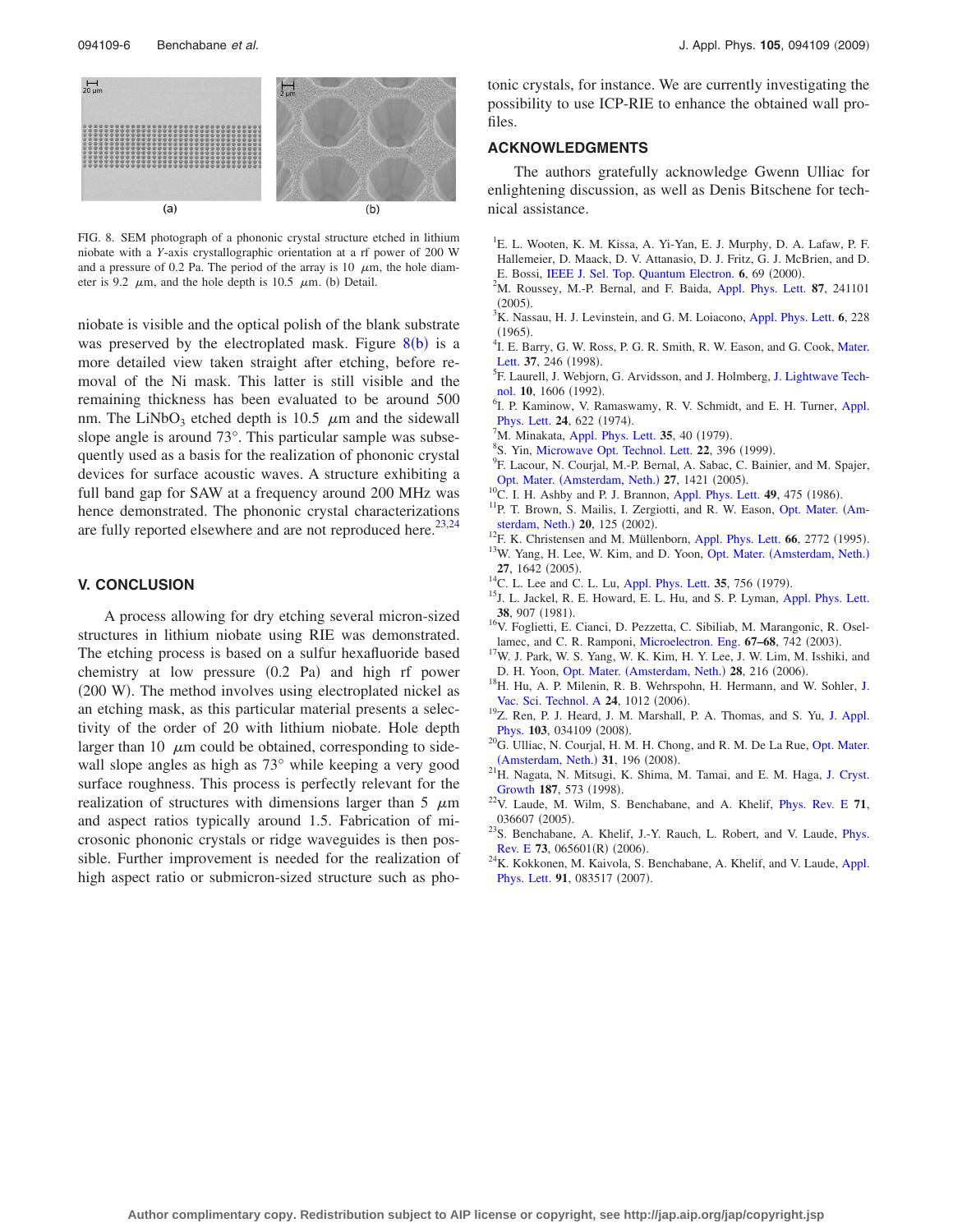(a)

(b)

FIG. 8. SEM photograph of a phononic crystal structure etched in lithium niobate with a $Y$-axis crystallographic orientation at a rf power of 200 W and a pressure of 0.2 Pa. The period of the array is 10 $\mu$m, the hole diameter is 9.2 $\mu$m, and the hole depth is 10.5 $\mu$m. (b) Detail.

niobate is visible and the optical polish of the blank substrate was preserved by the electroplated mask. Figure 8(b) is a more detailed view taken straight after etching, before removal of the Ni mask. This latter is still visible and the remaining thickness has been evaluated to be around 500 nm. The $LiNbO_3$ etched depth is 10.5 $\mu$m and the sidewall slope angle is around 73°. This particular sample was subsequently used as a basis for the realization of phononic crystal devices for surface acoustic waves. A structure exhibiting a full band gap for SAW at a frequency around 200 MHz was hence demonstrated. The phononic crystal characterizations are fully reported elsewhere and are not reproduced here.[23,24]

## V. CONCLUSION

A process allowing for dry etching several micron-sized structures in lithium niobate using RIE was demonstrated. The etching process is based on a sulfur hexafluoride based chemistry at low pressure (0.2 Pa) and high rf power (200 W). The method involves using electroplated nickel as an etching mask, as this particular material presents a selectivity of the order of 20 with lithium niobate. Hole depth larger than 10 $\mu$m could be obtained, corresponding to sidewall slope angles as high as 73° while keeping a very good surface roughness. This process is perfectly relevant for the realization of structures with dimensions larger than 5 $\mu$m and aspect ratios typically around 1.5. Fabrication of microsonic phononic crystals or ridge waveguides is then possible. Further improvement is needed for the realization of high aspect ratio or submicron-sized structure such as photonic crystals, for instance. We are currently investigating the possibility to use ICP-RIE to enhance the obtained wall profiles.

## ACKNOWLEDGMENTS

The authors gratefully acknowledge Gwenn Ulliac for enlightening discussion, as well as Denis Bitschene for technical assistance.

[1] E. L. Wooten, K. M. Kissa, A. Yi-Yan, E. J. Murphy, D. A. Lafaw, P. F. Hallemeier, D. Maack, D. V. Attanasio, D. J. Fritz, G. J. McBrien, and D. E. Bossi, IEEE J. Sel. Top. Quantum Electron. **6**, 69 (2000).
[2] M. Roussey, M.-P. Bernal, and F. Baida, Appl. Phys. Lett. **87**, 241101 (2005).
[3] K. Nassau, H. J. Levinstein, and G. M. Loiacono, Appl. Phys. Lett. **6**, 228 (1965).
[4] I. E. Barry, G. W. Ross, P. G. R. Smith, R. W. Eason, and G. Cook, Mater. Lett. **37**, 246 (1998).
[5] F. Laurell, J. Webjorn, G. Arvidsson, and J. Holmberg, J. Lightwave Technol. **10**, 1606 (1992).
[6] I. P. Kaminow, V. Ramaswamy, R. V. Schmidt, and E. H. Turner, Appl. Phys. Lett. **24**, 622 (1974).
[7] M. Minakata, Appl. Phys. Lett. **35**, 40 (1979).
[8] S. Yin, Microwave Opt. Technol. Lett. **22**, 396 (1999).
[9] F. Lacour, N. Courjal, M.-P. Bernal, A. Sabac, C. Bainier, and M. Spajer, Opt. Mater. (Amsterdam, Neth.) **27**, 1421 (2005).
[10] C. I. H. Ashby and P. J. Brannon, Appl. Phys. Lett. **49**, 475 (1986).
[11] P. T. Brown, S. Mailis, I. Zergiotti, and R. W. Eason, Opt. Mater. (Amsterdam, Neth.) **20**, 125 (2002).
[12] F. K. Christensen and M. Müllenborn, Appl. Phys. Lett. **66**, 2772 (1995).
[13] W. Yang, H. Lee, W. Kim, and D. Yoon, Opt. Mater. (Amsterdam, Neth.) **27**, 1642 (2005).
[14] C. L. Lee and C. L. Lu, Appl. Phys. Lett. **35**, 756 (1979).
[15] J. L. Jackel, R. E. Howard, E. L. Hu, and S. P. Lyman, Appl. Phys. Lett. **38**, 907 (1981).
[16] V. Foglietti, E. Cianci, D. Pezzetta, C. Sibiliab, M. Marangonic, R. Osellamec, and C. R. Ramponi, Microelectron. Eng. **67–68**, 742 (2003).
[17] W. J. Park, W. S. Yang, W. K. Kim, H. Y. Lee, J. W. Lim, M. Isshiki, and D. H. Yoon, Opt. Mater. (Amsterdam, Neth.) **28**, 216 (2006).
[18] H. Hu, A. P. Milenin, R. B. Wehrspohn, H. Hermann, and W. Sohler, J. Vac. Sci. Technol. A **24**, 1012 (2006).
[19] Z. Ren, P. J. Heard, J. M. Marshall, P. A. Thomas, and S. Yu, J. Appl. Phys. **103**, 034109 (2008).
[20] G. Ulliac, N. Courjal, H. M. H. Chong, and R. M. De La Rue, Opt. Mater. (Amsterdam, Neth.) **31**, 196 (2008).
[21] H. Nagata, N. Mitsugi, K. Shima, M. Tamai, and E. M. Haga, J. Cryst. Growth **187**, 573 (1998).
[22] V. Laude, M. Wilm, S. Benchabane, and A. Khelif, Phys. Rev. E **71**, 036607 (2005).
[23] S. Benchabane, A. Khelif, J.-Y. Rauch, L. Robert, and V. Laude, Phys. Rev. E **73**, 065601(R) (2006).
[24] K. Kokkonen, M. Kaivola, S. Benchabane, A. Khelif, and V. Laude, Appl. Phys. Lett. **91**, 083517 (2007).